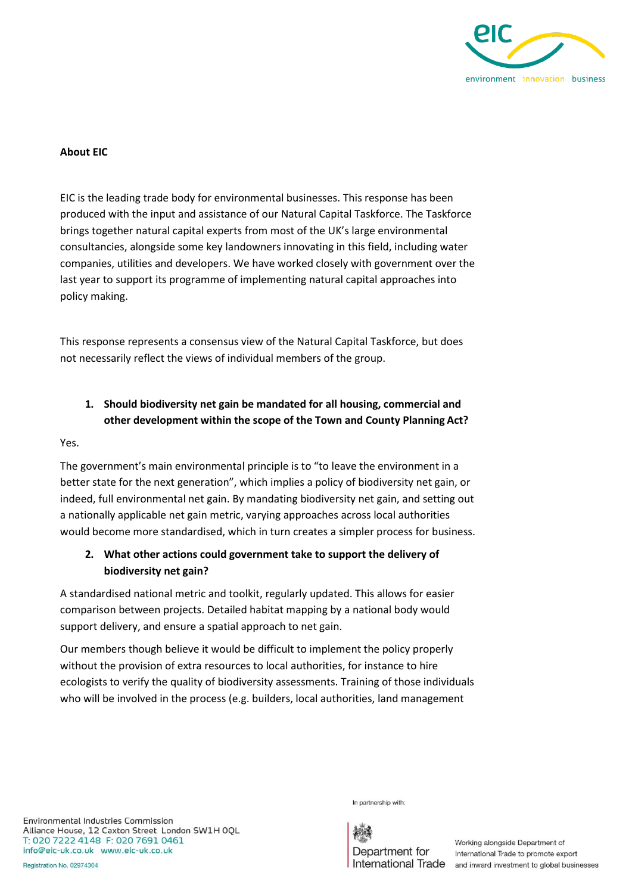**About EIC**

EIC is the leading trade body for environmental businesses. This response has been produced with the input and assistance of our Natural Capital Taskforce. The Taskforce brings together natural capital experts from most of the UK's large environmental consultancies, alongside some key landowners innovating in this field, including water companies, utilities and developers. We have worked closely with government over the last year to support its programme of implementing natural capital approaches into policy making.

This response represents a consensus view of the Natural Capital Taskforce, but does not necessarily reflect the views of individual members of the group.

1. **Should biodiversity net gain be mandated for all housing, commercial and other development within the scope of the Town and County Planning Act?**

Yes.

The government's main environmental principle is to "to leave the environment in a better state for the next generation", which implies a policy of biodiversity net gain, or indeed, full environmental net gain. By mandating biodiversity net gain, and setting out a nationally applicable net gain metric, varying approaches across local authorities would become more standardised, which in turn creates a simpler process for business.

2. **What other actions could government take to support the delivery of biodiversity net gain?**

A standardised national metric and toolkit, regularly updated. This allows for easier comparison between projects. Detailed habitat mapping by a national body would support delivery, and ensure a spatial approach to net gain.

Our members though believe it would be difficult to implement the policy properly without the provision of extra resources to local authorities, for instance to hire ecologists to verify the quality of biodiversity assessments. Training of those individuals who will be involved in the process (e.g. builders, local authorities, land management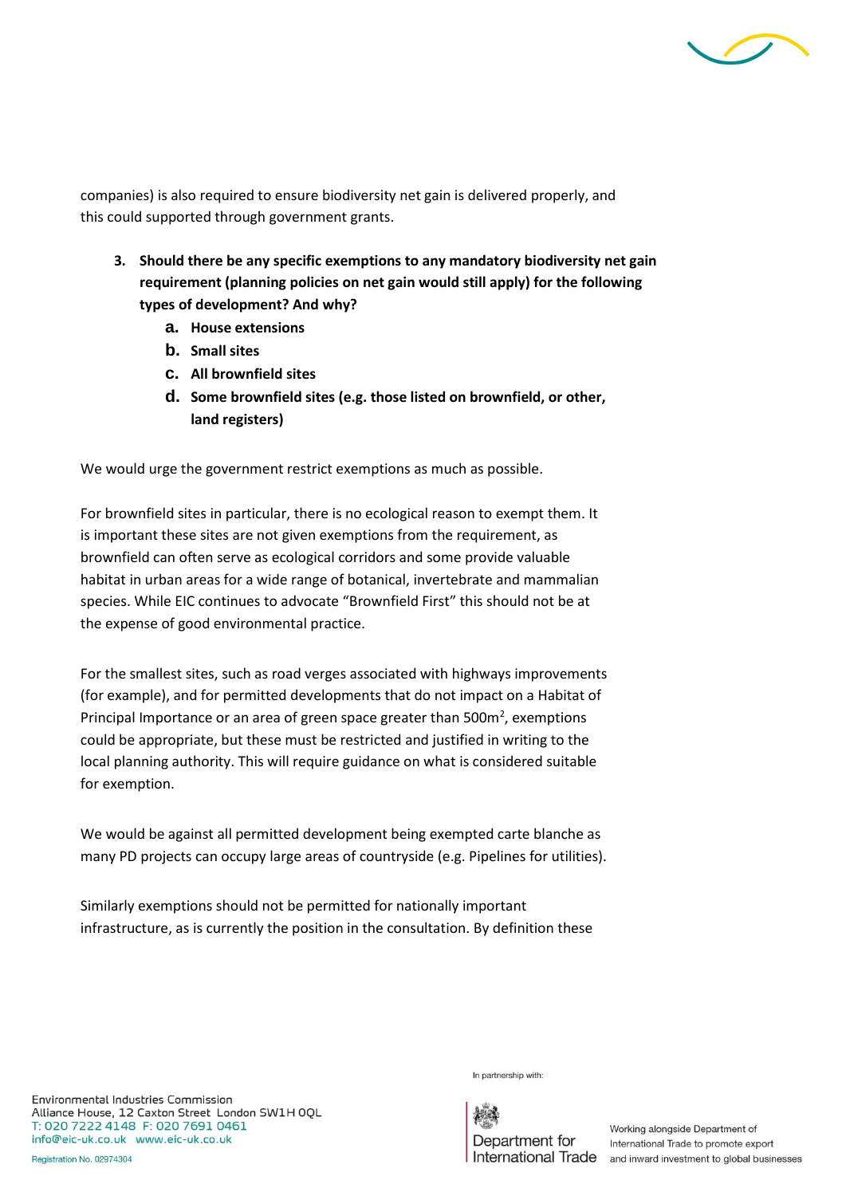companies) is also required to ensure biodiversity net gain is delivered properly, and this could supported through government grants.

3. **Should there be any specific exemptions to any mandatory biodiversity net gain requirement (planning policies on net gain would still apply) for the following types of development? And why?**
    a. **House extensions**
    b. **Small sites**
    c. **All brownfield sites**
    d. **Some brownfield sites (e.g. those listed on brownfield, or other, land registers)**

We would urge the government restrict exemptions as much as possible.

For brownfield sites in particular, there is no ecological reason to exempt them. It is important these sites are not given exemptions from the requirement, as brownfield can often serve as ecological corridors and some provide valuable habitat in urban areas for a wide range of botanical, invertebrate and mammalian species. While EIC continues to advocate "Brownfield First" this should not be at the expense of good environmental practice.

For the smallest sites, such as road verges associated with highways improvements (for example), and for permitted developments that do not impact on a Habitat of Principal Importance or an area of green space greater than 500m$^2$, exemptions could be appropriate, but these must be restricted and justified in writing to the local planning authority. This will require guidance on what is considered suitable for exemption.

We would be against all permitted development being exempted carte blanche as many PD projects can occupy large areas of countryside (e.g. Pipelines for utilities).

Similarly exemptions should not be permitted for nationally important infrastructure, as is currently the position in the consultation. By definition these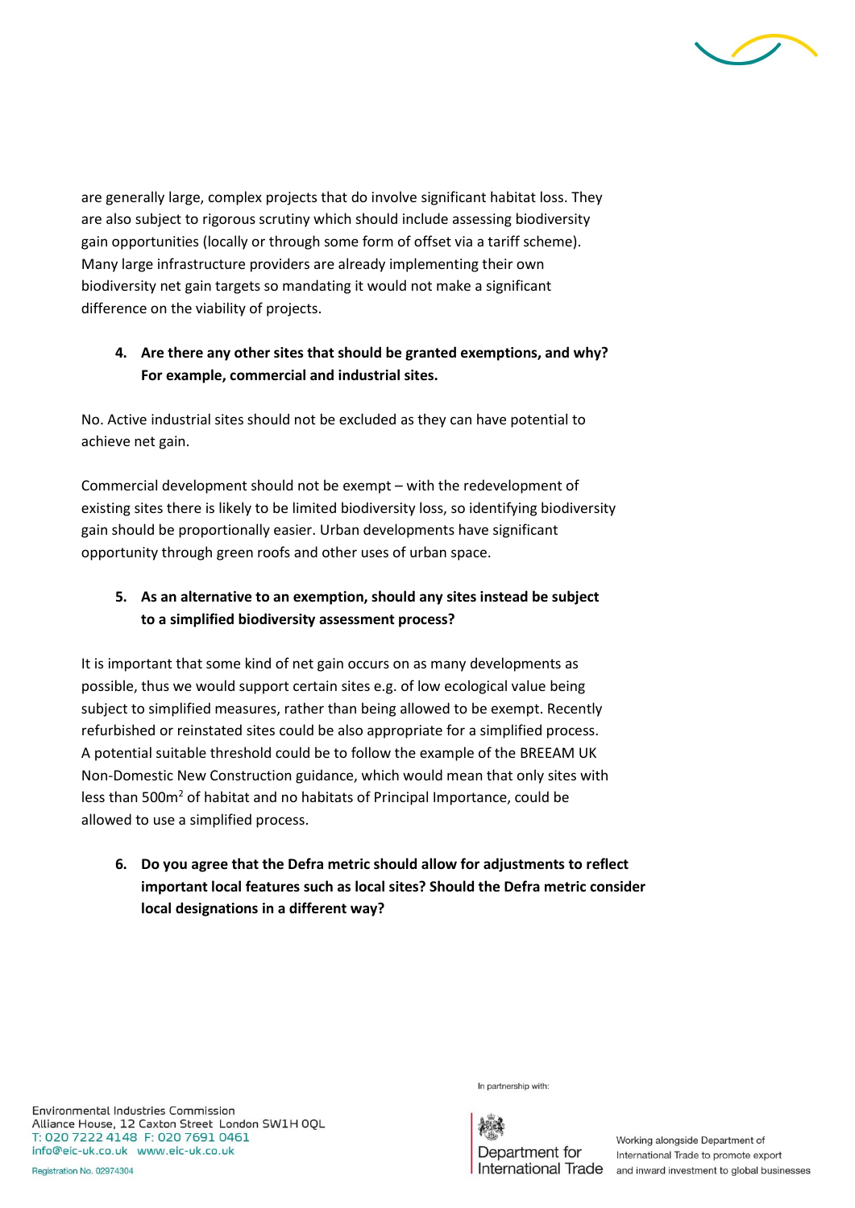are generally large, complex projects that do involve significant habitat loss. They are also subject to rigorous scrutiny which should include assessing biodiversity gain opportunities (locally or through some form of offset via a tariff scheme). Many large infrastructure providers are already implementing their own biodiversity net gain targets so mandating it would not make a significant difference on the viability of projects.

4. **Are there any other sites that should be granted exemptions, and why? For example, commercial and industrial sites.**

No. Active industrial sites should not be excluded as they can have potential to achieve net gain.

Commercial development should not be exempt – with the redevelopment of existing sites there is likely to be limited biodiversity loss, so identifying biodiversity gain should be proportionally easier. Urban developments have significant opportunity through green roofs and other uses of urban space.

5. **As an alternative to an exemption, should any sites instead be subject to a simplified biodiversity assessment process?**

It is important that some kind of net gain occurs on as many developments as possible, thus we would support certain sites e.g. of low ecological value being subject to simplified measures, rather than being allowed to be exempt. Recently refurbished or reinstated sites could be also appropriate for a simplified process. A potential suitable threshold could be to follow the example of the BREEAM UK Non-Domestic New Construction guidance, which would mean that only sites with less than 500m$^2$ of habitat and no habitats of Principal Importance, could be allowed to use a simplified process.

6. **Do you agree that the Defra metric should allow for adjustments to reflect important local features such as local sites? Should the Defra metric consider local designations in a different way?**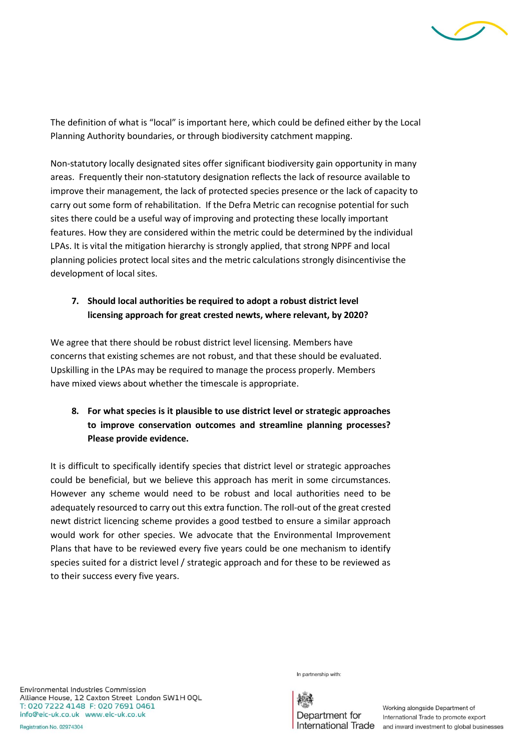The definition of what is "local" is important here, which could be defined either by the Local Planning Authority boundaries, or through biodiversity catchment mapping.

Non-statutory locally designated sites offer significant biodiversity gain opportunity in many areas. Frequently their non-statutory designation reflects the lack of resource available to improve their management, the lack of protected species presence or the lack of capacity to carry out some form of rehabilitation. If the Defra Metric can recognise potential for such sites there could be a useful way of improving and protecting these locally important features. How they are considered within the metric could be determined by the individual LPAs. It is vital the mitigation hierarchy is strongly applied, that strong NPPF and local planning policies protect local sites and the metric calculations strongly disincentivise the development of local sites.

7. **Should local authorities be required to adopt a robust district level licensing approach for great crested newts, where relevant, by 2020?**

We agree that there should be robust district level licensing. Members have concerns that existing schemes are not robust, and that these should be evaluated. Upskilling in the LPAs may be required to manage the process properly. Members have mixed views about whether the timescale is appropriate.

8. **For what species is it plausible to use district level or strategic approaches to improve conservation outcomes and streamline planning processes? Please provide evidence.**

It is difficult to specifically identify species that district level or strategic approaches could be beneficial, but we believe this approach has merit in some circumstances. However any scheme would need to be robust and local authorities need to be adequately resourced to carry out this extra function. The roll-out of the great crested newt district licencing scheme provides a good testbed to ensure a similar approach would work for other species. We advocate that the Environmental Improvement Plans that have to be reviewed every five years could be one mechanism to identify species suited for a district level / strategic approach and for these to be reviewed as to their success every five years.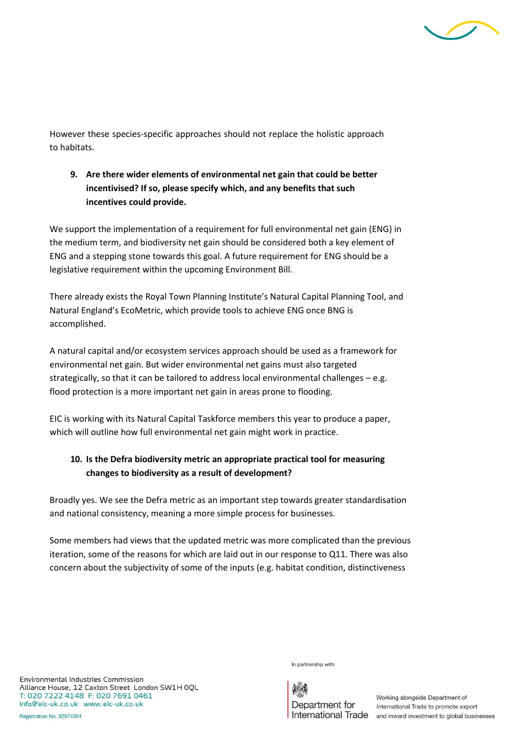However these species-specific approaches should not replace the holistic approach to habitats.

9. **Are there wider elements of environmental net gain that could be better incentivised? If so, please specify which, and any benefits that such incentives could provide.**

We support the implementation of a requirement for full environmental net gain (ENG) in the medium term, and biodiversity net gain should be considered both a key element of ENG and a stepping stone towards this goal. A future requirement for ENG should be a legislative requirement within the upcoming Environment Bill.

There already exists the Royal Town Planning Institute's Natural Capital Planning Tool, and Natural England's EcoMetric, which provide tools to achieve ENG once BNG is accomplished.

A natural capital and/or ecosystem services approach should be used as a framework for environmental net gain. But wider environmental net gains must also targeted strategically, so that it can be tailored to address local environmental challenges – e.g. flood protection is a more important net gain in areas prone to flooding.

EIC is working with its Natural Capital Taskforce members this year to produce a paper, which will outline how full environmental net gain might work in practice.

10. **Is the Defra biodiversity metric an appropriate practical tool for measuring changes to biodiversity as a result of development?**

Broadly yes. We see the Defra metric as an important step towards greater standardisation and national consistency, meaning a more simple process for businesses.

Some members had views that the updated metric was more complicated than the previous iteration, some of the reasons for which are laid out in our response to Q11. There was also concern about the subjectivity of some of the inputs (e.g. habitat condition, distinctiveness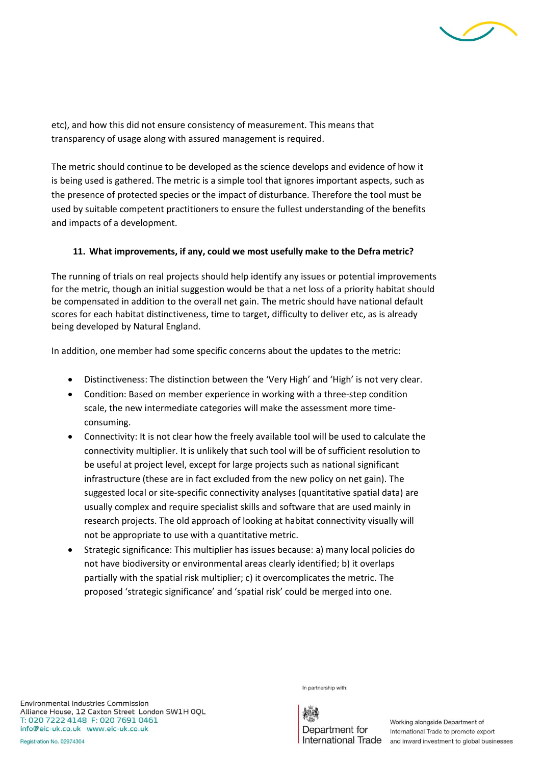etc), and how this did not ensure consistency of measurement. This means that transparency of usage along with assured management is required.

The metric should continue to be developed as the science develops and evidence of how it is being used is gathered. The metric is a simple tool that ignores important aspects, such as the presence of protected species or the impact of disturbance. Therefore the tool must be used by suitable competent practitioners to ensure the fullest understanding of the benefits and impacts of a development.

**11. What improvements, if any, could we most usefully make to the Defra metric?**

The running of trials on real projects should help identify any issues or potential improvements for the metric, though an initial suggestion would be that a net loss of a priority habitat should be compensated in addition to the overall net gain. The metric should have national default scores for each habitat distinctiveness, time to target, difficulty to deliver etc, as is already being developed by Natural England.

In addition, one member had some specific concerns about the updates to the metric:

- Distinctiveness: The distinction between the 'Very High' and 'High' is not very clear.
- Condition: Based on member experience in working with a three-step condition scale, the new intermediate categories will make the assessment more time-consuming.
- Connectivity: It is not clear how the freely available tool will be used to calculate the connectivity multiplier. It is unlikely that such tool will be of sufficient resolution to be useful at project level, except for large projects such as national significant infrastructure (these are in fact excluded from the new policy on net gain). The suggested local or site-specific connectivity analyses (quantitative spatial data) are usually complex and require specialist skills and software that are used mainly in research projects. The old approach of looking at habitat connectivity visually will not be appropriate to use with a quantitative metric.
- Strategic significance: This multiplier has issues because: a) many local policies do not have biodiversity or environmental areas clearly identified; b) it overlaps partially with the spatial risk multiplier; c) it overcomplicates the metric. The proposed 'strategic significance' and 'spatial risk' could be merged into one.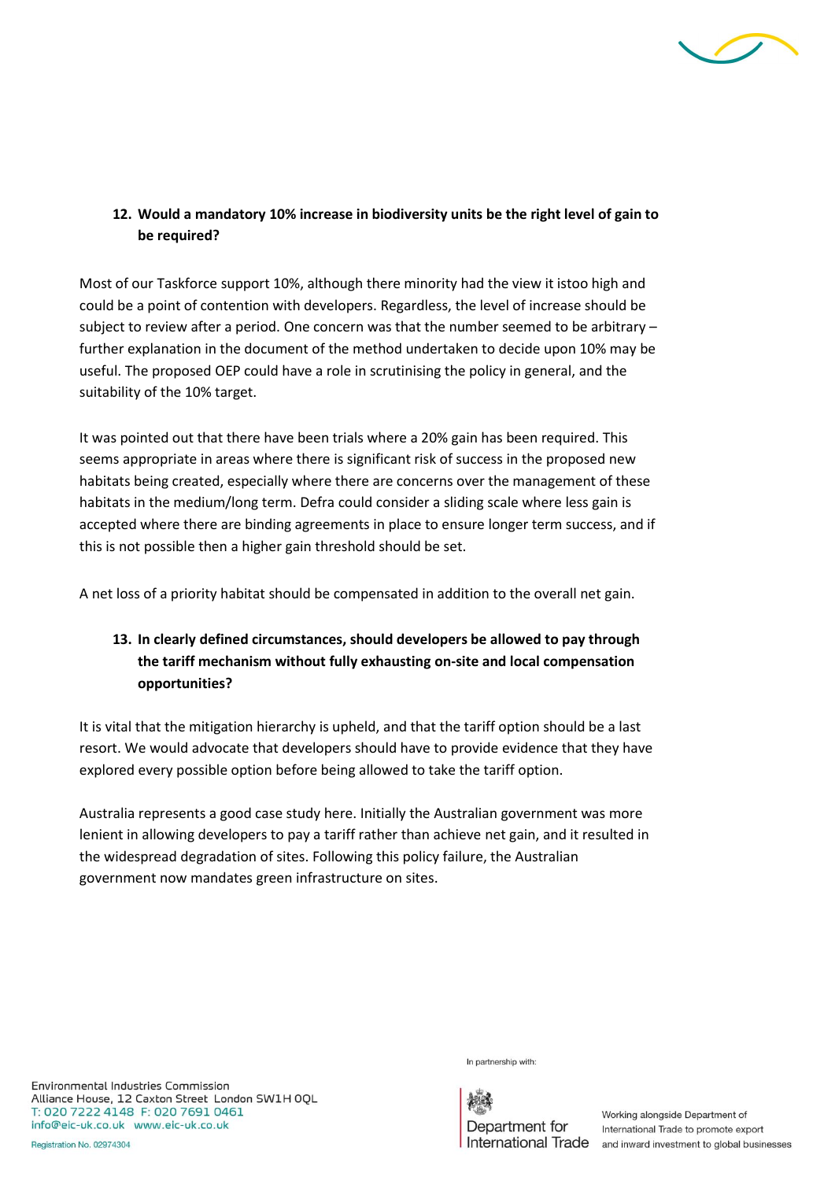12. **Would a mandatory 10% increase in biodiversity units be the right level of gain to be required?**

Most of our Taskforce support 10%, although there minority had the view it istoo high and could be a point of contention with developers. Regardless, the level of increase should be subject to review after a period. One concern was that the number seemed to be arbitrary – further explanation in the document of the method undertaken to decide upon 10% may be useful. The proposed OEP could have a role in scrutinising the policy in general, and the suitability of the 10% target.

It was pointed out that there have been trials where a 20% gain has been required. This seems appropriate in areas where there is significant risk of success in the proposed new habitats being created, especially where there are concerns over the management of these habitats in the medium/long term. Defra could consider a sliding scale where less gain is accepted where there are binding agreements in place to ensure longer term success, and if this is not possible then a higher gain threshold should be set.

A net loss of a priority habitat should be compensated in addition to the overall net gain.

13. **In clearly defined circumstances, should developers be allowed to pay through the tariff mechanism without fully exhausting on-site and local compensation opportunities?**

It is vital that the mitigation hierarchy is upheld, and that the tariff option should be a last resort. We would advocate that developers should have to provide evidence that they have explored every possible option before being allowed to take the tariff option.

Australia represents a good case study here. Initially the Australian government was more lenient in allowing developers to pay a tariff rather than achieve net gain, and it resulted in the widespread degradation of sites. Following this policy failure, the Australian government now mandates green infrastructure on sites.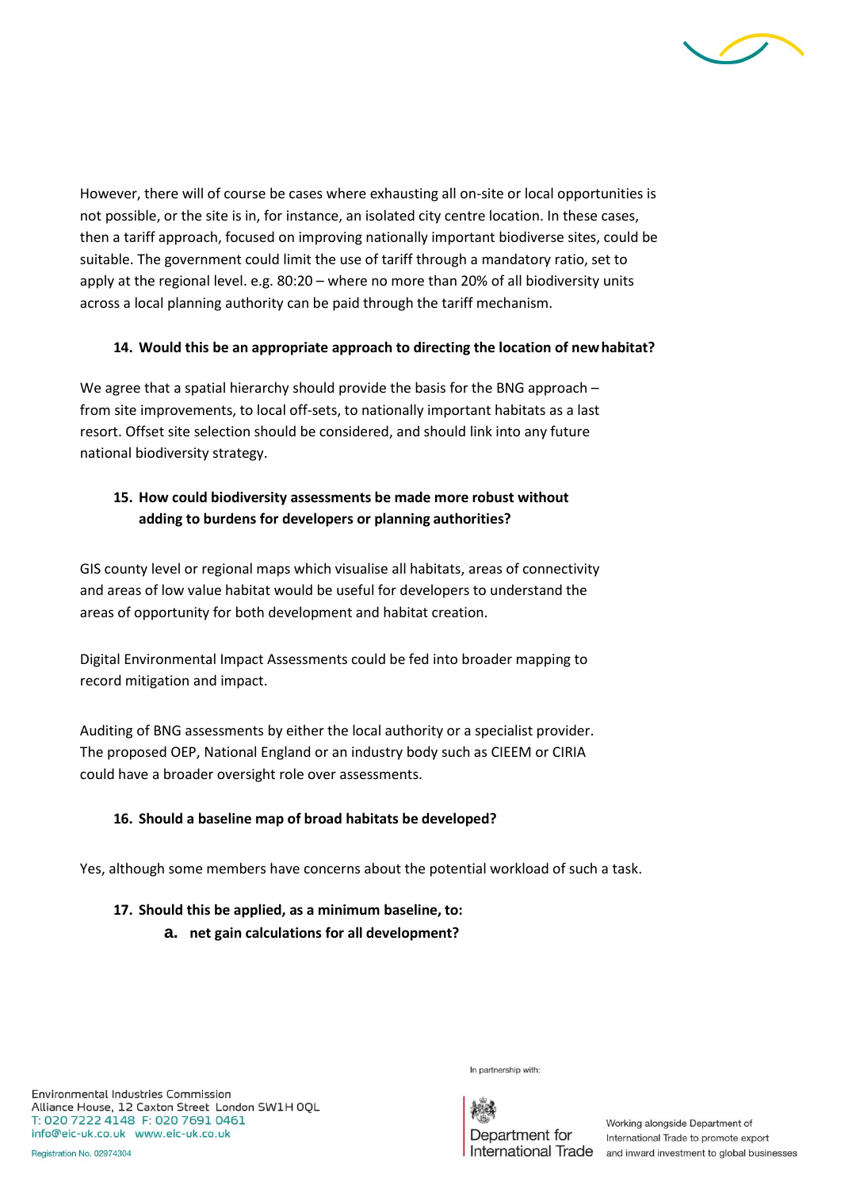However, there will of course be cases where exhausting all on-site or local opportunities is not possible, or the site is in, for instance, an isolated city centre location. In these cases, then a tariff approach, focused on improving nationally important biodiverse sites, could be suitable. The government could limit the use of tariff through a mandatory ratio, set to apply at the regional level. e.g. 80:20 – where no more than 20% of all biodiversity units across a local planning authority can be paid through the tariff mechanism.

**14. Would this be an appropriate approach to directing the location of new habitat?**

We agree that a spatial hierarchy should provide the basis for the BNG approach – from site improvements, to local off-sets, to nationally important habitats as a last resort. Offset site selection should be considered, and should link into any future national biodiversity strategy.

**15. How could biodiversity assessments be made more robust without adding to burdens for developers or planning authorities?**

GIS county level or regional maps which visualise all habitats, areas of connectivity and areas of low value habitat would be useful for developers to understand the areas of opportunity for both development and habitat creation.

Digital Environmental Impact Assessments could be fed into broader mapping to record mitigation and impact.

Auditing of BNG assessments by either the local authority or a specialist provider. The proposed OEP, National England or an industry body such as CIEEM or CIRIA could have a broader oversight role over assessments.

**16. Should a baseline map of broad habitats be developed?**

Yes, although some members have concerns about the potential workload of such a task.

**17. Should this be applied, as a minimum baseline, to:**

**a. net gain calculations for all development?**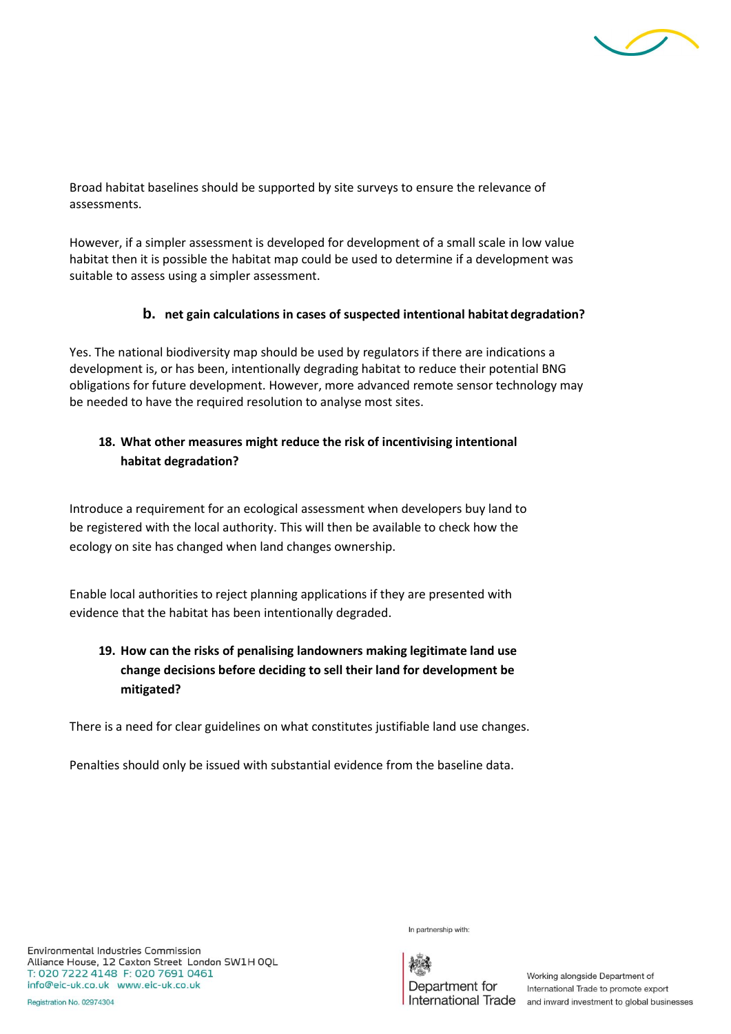Broad habitat baselines should be supported by site surveys to ensure the relevance of assessments.

However, if a simpler assessment is developed for development of a small scale in low value habitat then it is possible the habitat map could be used to determine if a development was suitable to assess using a simpler assessment.

**b. net gain calculations in cases of suspected intentional habitat degradation?**

Yes. The national biodiversity map should be used by regulators if there are indications a development is, or has been, intentionally degrading habitat to reduce their potential BNG obligations for future development. However, more advanced remote sensor technology may be needed to have the required resolution to analyse most sites.

**18. What other measures might reduce the risk of incentivising intentional habitat degradation?**

Introduce a requirement for an ecological assessment when developers buy land to be registered with the local authority. This will then be available to check how the ecology on site has changed when land changes ownership.

Enable local authorities to reject planning applications if they are presented with evidence that the habitat has been intentionally degraded.

**19. How can the risks of penalising landowners making legitimate land use change decisions before deciding to sell their land for development be mitigated?**

There is a need for clear guidelines on what constitutes justifiable land use changes.

Penalties should only be issued with substantial evidence from the baseline data.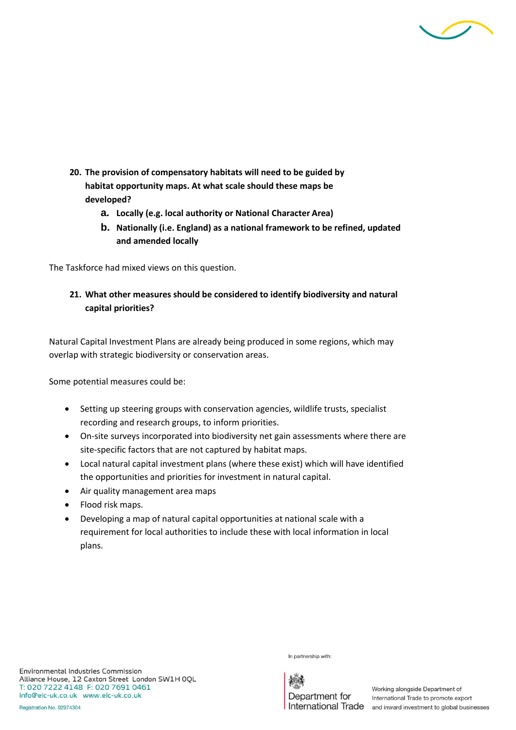**20. The provision of compensatory habitats will need to be guided by habitat opportunity maps. At what scale should these maps be developed?**

- **a. Locally (e.g. local authority or National Character Area)**
- **b. Nationally (i.e. England) as a national framework to be refined, updated and amended locally**

The Taskforce had mixed views on this question.

**21. What other measures should be considered to identify biodiversity and natural capital priorities?**

Natural Capital Investment Plans are already being produced in some regions, which may overlap with strategic biodiversity or conservation areas.

Some potential measures could be:

- Setting up steering groups with conservation agencies, wildlife trusts, specialist recording and research groups, to inform priorities.
- On-site surveys incorporated into biodiversity net gain assessments where there are site-specific factors that are not captured by habitat maps.
- Local natural capital investment plans (where these exist) which will have identified the opportunities and priorities for investment in natural capital.
- Air quality management area maps
- Flood risk maps.
- Developing a map of natural capital opportunities at national scale with a requirement for local authorities to include these with local information in local plans.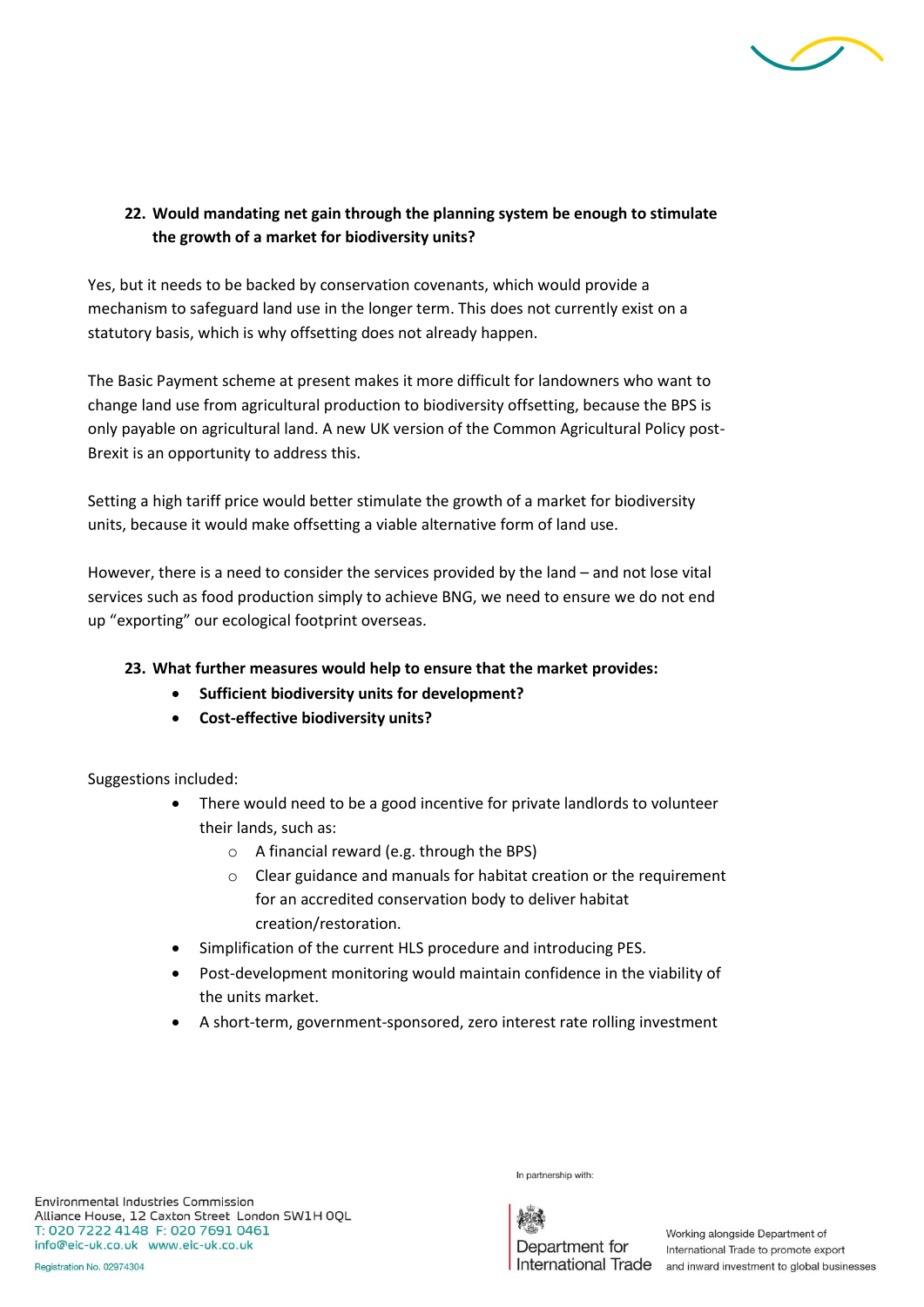**22. Would mandating net gain through the planning system be enough to stimulate the growth of a market for biodiversity units?**

Yes, but it needs to be backed by conservation covenants, which would provide a mechanism to safeguard land use in the longer term. This does not currently exist on a statutory basis, which is why offsetting does not already happen.

The Basic Payment scheme at present makes it more difficult for landowners who want to change land use from agricultural production to biodiversity offsetting, because the BPS is only payable on agricultural land. A new UK version of the Common Agricultural Policy post-Brexit is an opportunity to address this.

Setting a high tariff price would better stimulate the growth of a market for biodiversity units, because it would make offsetting a viable alternative form of land use.

However, there is a need to consider the services provided by the land – and not lose vital services such as food production simply to achieve BNG, we need to ensure we do not end up "exporting" our ecological footprint overseas.

**23. What further measures would help to ensure that the market provides:**

- **Sufficient biodiversity units for development?**
- **Cost-effective biodiversity units?**

Suggestions included:

- There would need to be a good incentive for private landlords to volunteer their lands, such as:
  - A financial reward (e.g. through the BPS)
  - Clear guidance and manuals for habitat creation or the requirement for an accredited conservation body to deliver habitat creation/restoration.
- Simplification of the current HLS procedure and introducing PES.
- Post-development monitoring would maintain confidence in the viability of the units market.
- A short-term, government-sponsored, zero interest rate rolling investment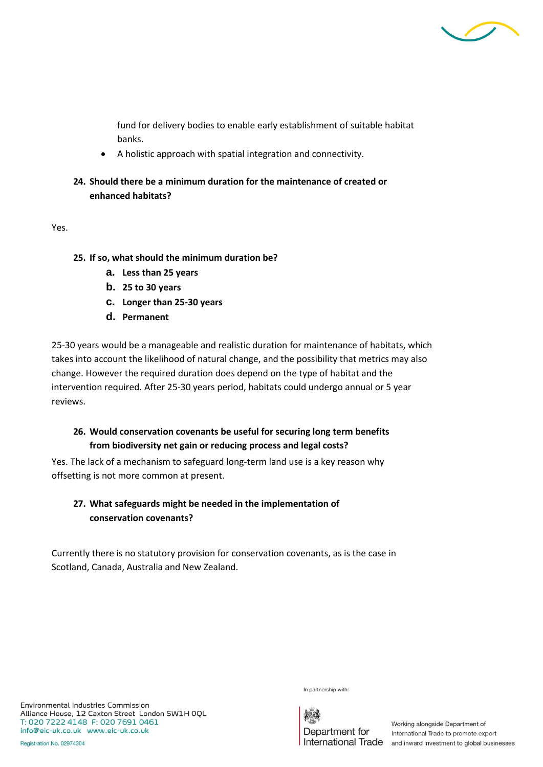fund for delivery bodies to enable early establishment of suitable habitat banks.

- A holistic approach with spatial integration and connectivity.

**24. Should there be a minimum duration for the maintenance of created or enhanced habitats?**

Yes.

**25. If so, what should the minimum duration be?**

   a. **Less than 25 years**
   b. **25 to 30 years**
   c. **Longer than 25-30 years**
   d. **Permanent**

25-30 years would be a manageable and realistic duration for maintenance of habitats, which takes into account the likelihood of natural change, and the possibility that metrics may also change. However the required duration does depend on the type of habitat and the intervention required. After 25-30 years period, habitats could undergo annual or 5 year reviews.

**26. Would conservation covenants be useful for securing long term benefits from biodiversity net gain or reducing process and legal costs?**

Yes. The lack of a mechanism to safeguard long-term land use is a key reason why offsetting is not more common at present.

**27. What safeguards might be needed in the implementation of conservation covenants?**

Currently there is no statutory provision for conservation covenants, as is the case in Scotland, Canada, Australia and New Zealand.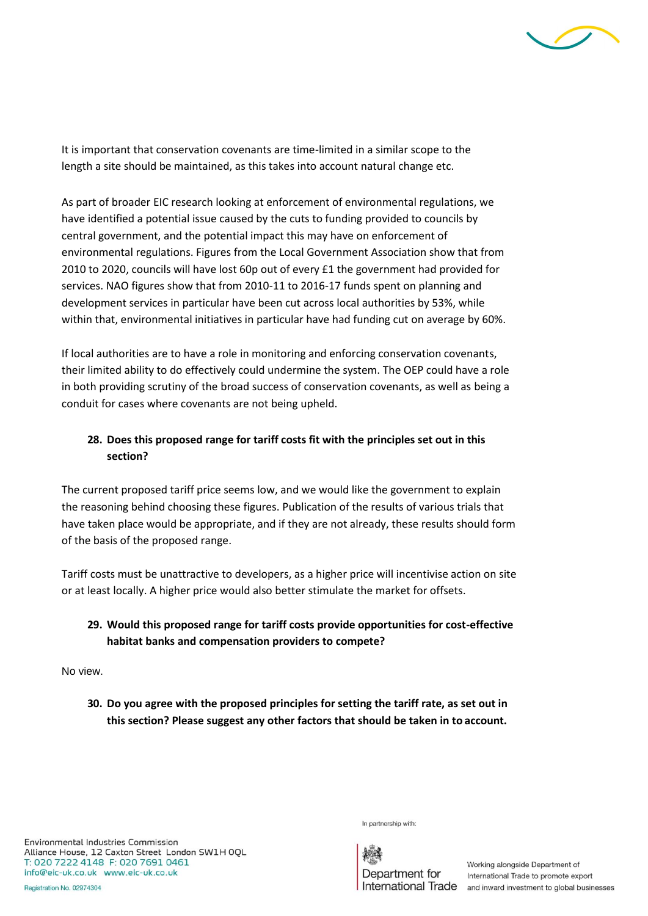It is important that conservation covenants are time-limited in a similar scope to the length a site should be maintained, as this takes into account natural change etc.

As part of broader EIC research looking at enforcement of environmental regulations, we have identified a potential issue caused by the cuts to funding provided to councils by central government, and the potential impact this may have on enforcement of environmental regulations. Figures from the Local Government Association show that from 2010 to 2020, councils will have lost 60p out of every £1 the government had provided for services. NAO figures show that from 2010-11 to 2016-17 funds spent on planning and development services in particular have been cut across local authorities by 53%, while within that, environmental initiatives in particular have had funding cut on average by 60%.

If local authorities are to have a role in monitoring and enforcing conservation covenants, their limited ability to do effectively could undermine the system. The OEP could have a role in both providing scrutiny of the broad success of conservation covenants, as well as being a conduit for cases where covenants are not being upheld.

**28. Does this proposed range for tariff costs fit with the principles set out in this section?**

The current proposed tariff price seems low, and we would like the government to explain the reasoning behind choosing these figures. Publication of the results of various trials that have taken place would be appropriate, and if they are not already, these results should form of the basis of the proposed range.

Tariff costs must be unattractive to developers, as a higher price will incentivise action on site or at least locally. A higher price would also better stimulate the market for offsets.

**29. Would this proposed range for tariff costs provide opportunities for cost-effective habitat banks and compensation providers to compete?**

No view.

**30. Do you agree with the proposed principles for setting the tariff rate, as set out in this section? Please suggest any other factors that should be taken in to account.**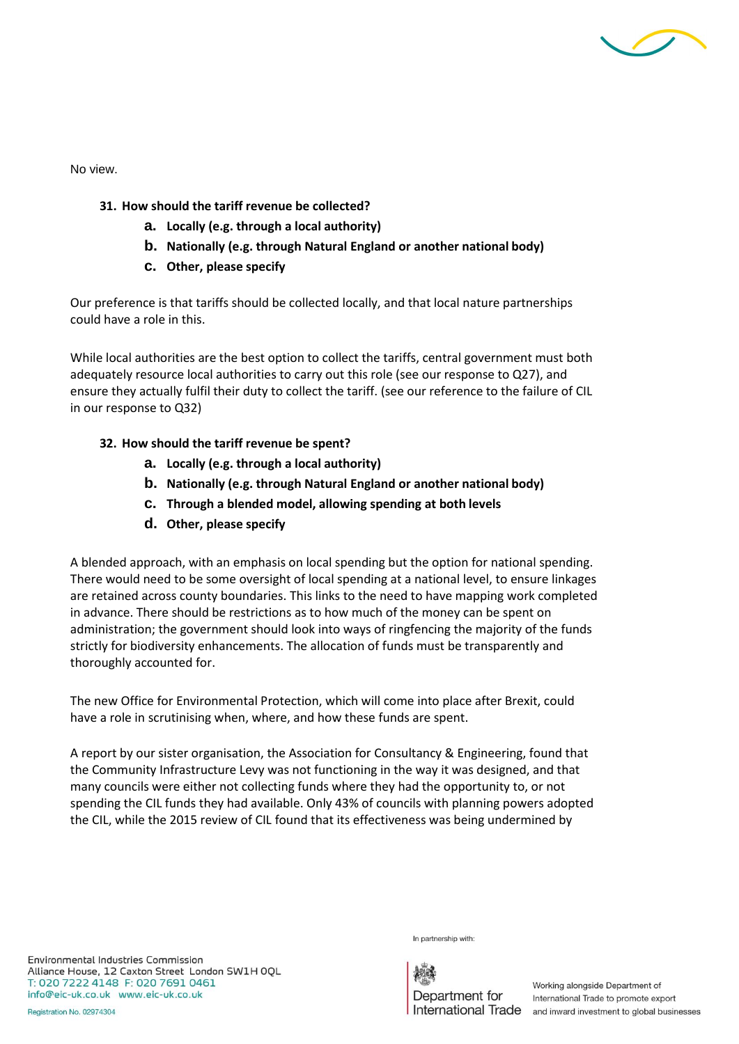No view.

**31. How should the tariff revenue be collected?**

- **a. Locally (e.g. through a local authority)**
- **b. Nationally (e.g. through Natural England or another national body)**
- **c. Other, please specify**

Our preference is that tariffs should be collected locally, and that local nature partnerships could have a role in this.

While local authorities are the best option to collect the tariffs, central government must both adequately resource local authorities to carry out this role (see our response to Q27), and ensure they actually fulfil their duty to collect the tariff. (see our reference to the failure of CIL in our response to Q32)

**32. How should the tariff revenue be spent?**

- **a. Locally (e.g. through a local authority)**
- **b. Nationally (e.g. through Natural England or another national body)**
- **c. Through a blended model, allowing spending at both levels**
- **d. Other, please specify**

A blended approach, with an emphasis on local spending but the option for national spending. There would need to be some oversight of local spending at a national level, to ensure linkages are retained across county boundaries. This links to the need to have mapping work completed in advance. There should be restrictions as to how much of the money can be spent on administration; the government should look into ways of ringfencing the majority of the funds strictly for biodiversity enhancements. The allocation of funds must be transparently and thoroughly accounted for.

The new Office for Environmental Protection, which will come into place after Brexit, could have a role in scrutinising when, where, and how these funds are spent.

A report by our sister organisation, the Association for Consultancy & Engineering, found that the Community Infrastructure Levy was not functioning in the way it was designed, and that many councils were either not collecting funds where they had the opportunity to, or not spending the CIL funds they had available. Only 43% of councils with planning powers adopted the CIL, while the 2015 review of CIL found that its effectiveness was being undermined by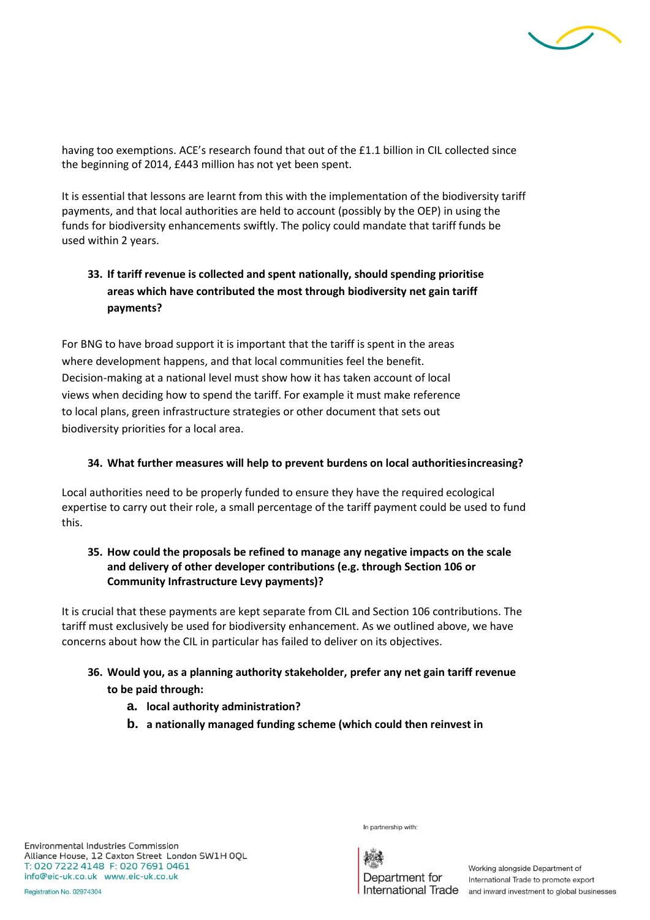having too exemptions. ACE's research found that out of the £1.1 billion in CIL collected since the beginning of 2014, £443 million has not yet been spent.

It is essential that lessons are learnt from this with the implementation of the biodiversity tariff payments, and that local authorities are held to account (possibly by the OEP) in using the funds for biodiversity enhancements swiftly. The policy could mandate that tariff funds be used within 2 years.

**33. If tariff revenue is collected and spent nationally, should spending prioritise areas which have contributed the most through biodiversity net gain tariff payments?**

For BNG to have broad support it is important that the tariff is spent in the areas where development happens, and that local communities feel the benefit. Decision-making at a national level must show how it has taken account of local views when deciding how to spend the tariff. For example it must make reference to local plans, green infrastructure strategies or other document that sets out biodiversity priorities for a local area.

**34. What further measures will help to prevent burdens on local authoritiesincreasing?**

Local authorities need to be properly funded to ensure they have the required ecological expertise to carry out their role, a small percentage of the tariff payment could be used to fund this.

**35. How could the proposals be refined to manage any negative impacts on the scale and delivery of other developer contributions (e.g. through Section 106 or Community Infrastructure Levy payments)?**

It is crucial that these payments are kept separate from CIL and Section 106 contributions. The tariff must exclusively be used for biodiversity enhancement. As we outlined above, we have concerns about how the CIL in particular has failed to deliver on its objectives.

**36. Would you, as a planning authority stakeholder, prefer any net gain tariff revenue to be paid through:**

- **a. local authority administration?**
- **b. a nationally managed funding scheme (which could then reinvest in**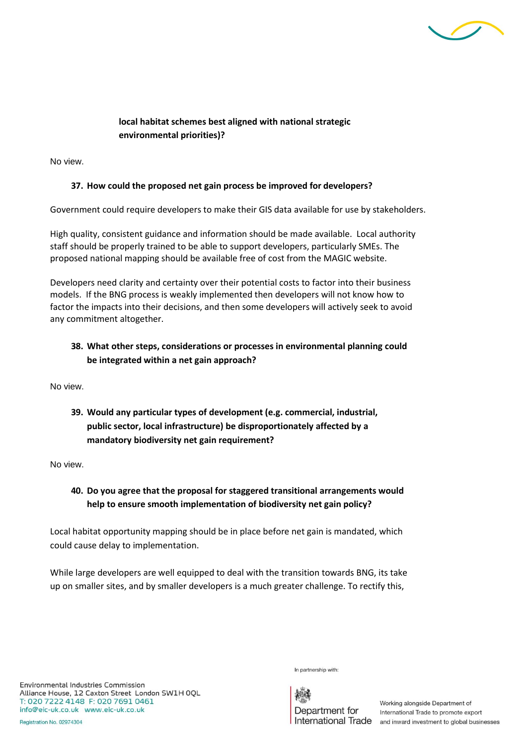**local habitat schemes best aligned with national strategic environmental priorities)?**

No view.

**37. How could the proposed net gain process be improved for developers?**

Government could require developers to make their GIS data available for use by stakeholders.

High quality, consistent guidance and information should be made available. Local authority staff should be properly trained to be able to support developers, particularly SMEs. The proposed national mapping should be available free of cost from the MAGIC website.

Developers need clarity and certainty over their potential costs to factor into their business models. If the BNG process is weakly implemented then developers will not know how to factor the impacts into their decisions, and then some developers will actively seek to avoid any commitment altogether.

**38. What other steps, considerations or processes in environmental planning could be integrated within a net gain approach?**

No view.

**39. Would any particular types of development (e.g. commercial, industrial, public sector, local infrastructure) be disproportionately affected by a mandatory biodiversity net gain requirement?**

No view.

**40. Do you agree that the proposal for staggered transitional arrangements would help to ensure smooth implementation of biodiversity net gain policy?**

Local habitat opportunity mapping should be in place before net gain is mandated, which could cause delay to implementation.

While large developers are well equipped to deal with the transition towards BNG, its take up on smaller sites, and by smaller developers is a much greater challenge. To rectify this,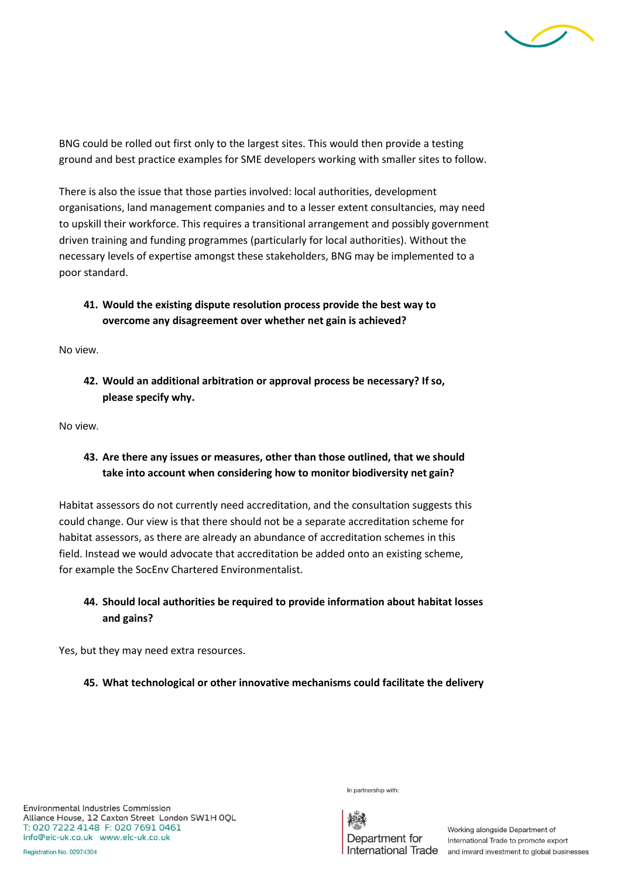BNG could be rolled out first only to the largest sites. This would then provide a testing ground and best practice examples for SME developers working with smaller sites to follow.

There is also the issue that those parties involved: local authorities, development organisations, land management companies and to a lesser extent consultancies, may need to upskill their workforce. This requires a transitional arrangement and possibly government driven training and funding programmes (particularly for local authorities). Without the necessary levels of expertise amongst these stakeholders, BNG may be implemented to a poor standard.

**41. Would the existing dispute resolution process provide the best way to overcome any disagreement over whether net gain is achieved?**

No view.

**42. Would an additional arbitration or approval process be necessary? If so, please specify why.**

No view.

**43. Are there any issues or measures, other than those outlined, that we should take into account when considering how to monitor biodiversity net gain?**

Habitat assessors do not currently need accreditation, and the consultation suggests this could change. Our view is that there should not be a separate accreditation scheme for habitat assessors, as there are already an abundance of accreditation schemes in this field. Instead we would advocate that accreditation be added onto an existing scheme, for example the SocEnv Chartered Environmentalist.

**44. Should local authorities be required to provide information about habitat losses and gains?**

Yes, but they may need extra resources.

**45. What technological or other innovative mechanisms could facilitate the delivery**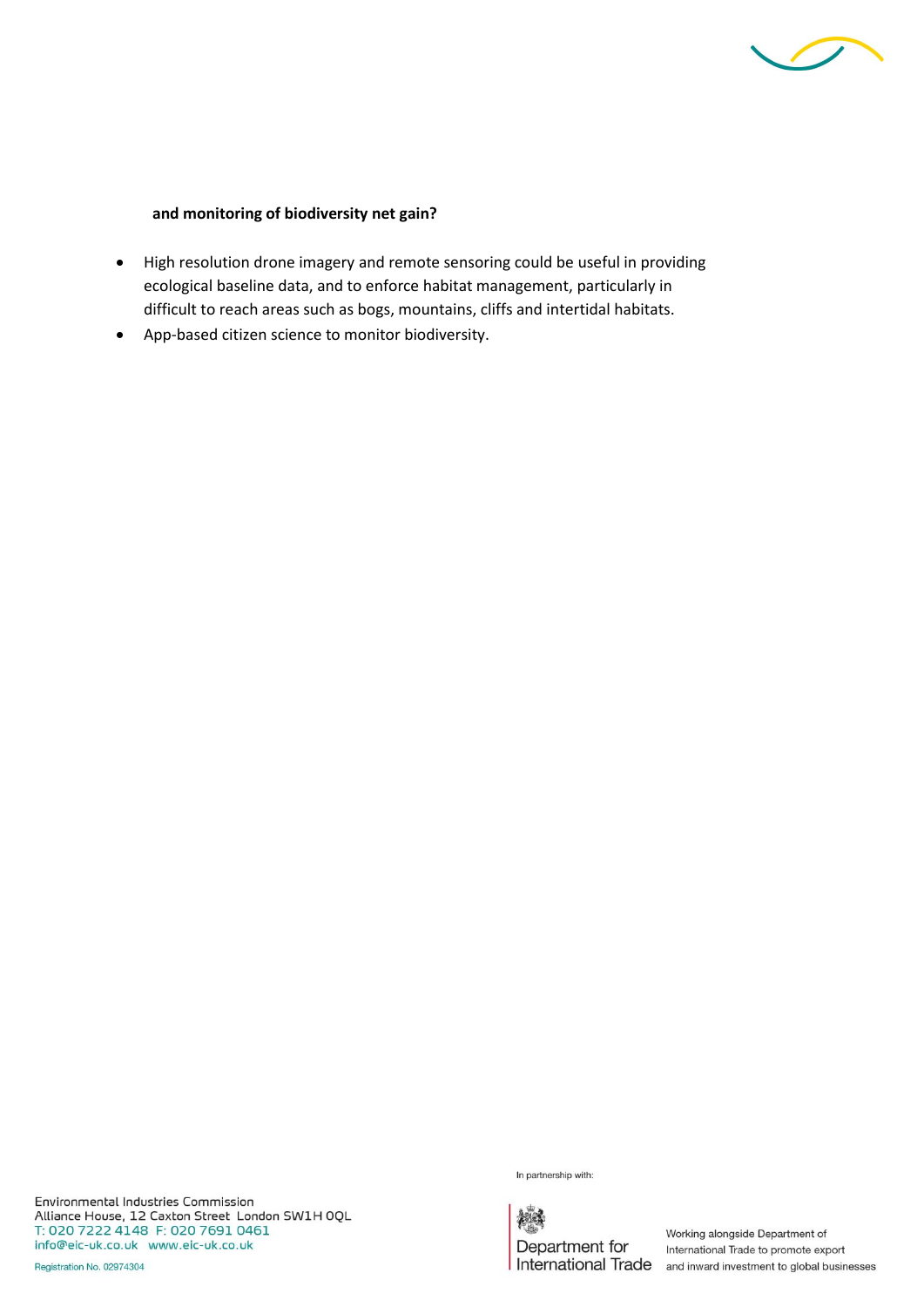**and monitoring of biodiversity net gain?**

- High resolution drone imagery and remote sensoring could be useful in providing ecological baseline data, and to enforce habitat management, particularly in difficult to reach areas such as bogs, mountains, cliffs and intertidal habitats.
- App-based citizen science to monitor biodiversity.